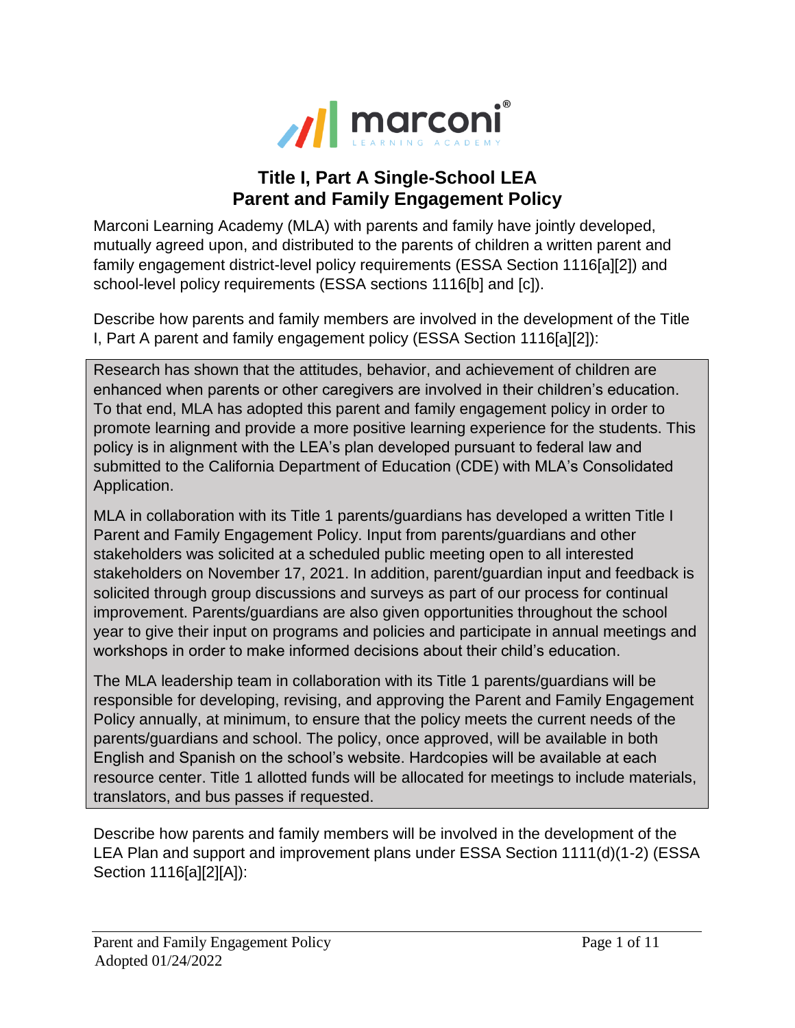marconi
LEARNING ACADEMY

# Title I, Part A Single-School LEA
# Parent and Family Engagement Policy

Marconi Learning Academy (MLA) with parents and family have jointly developed, mutually agreed upon, and distributed to the parents of children a written parent and family engagement district-level policy requirements (ESSA Section 1116[a][2]) and school-level policy requirements (ESSA sections 1116[b] and [c]).

Describe how parents and family members are involved in the development of the Title I, Part A parent and family engagement policy (ESSA Section 1116[a][2]):

Research has shown that the attitudes, behavior, and achievement of children are enhanced when parents or other caregivers are involved in their children's education. To that end, MLA has adopted this parent and family engagement policy in order to promote learning and provide a more positive learning experience for the students. This policy is in alignment with the LEA's plan developed pursuant to federal law and submitted to the California Department of Education (CDE) with MLA's Consolidated Application.

MLA in collaboration with its Title 1 parents/guardians has developed a written Title I Parent and Family Engagement Policy. Input from parents/guardians and other stakeholders was solicited at a scheduled public meeting open to all interested stakeholders on November 17, 2021. In addition, parent/guardian input and feedback is solicited through group discussions and surveys as part of our process for continual improvement. Parents/guardians are also given opportunities throughout the school year to give their input on programs and policies and participate in annual meetings and workshops in order to make informed decisions about their child's education.

The MLA leadership team in collaboration with its Title 1 parents/guardians will be responsible for developing, revising, and approving the Parent and Family Engagement Policy annually, at minimum, to ensure that the policy meets the current needs of the parents/guardians and school. The policy, once approved, will be available in both English and Spanish on the school's website. Hardcopies will be available at each resource center. Title 1 allotted funds will be allocated for meetings to include materials, translators, and bus passes if requested.

Describe how parents and family members will be involved in the development of the LEA Plan and support and improvement plans under ESSA Section 1111(d)(1-2) (ESSA Section 1116[a][2][A]):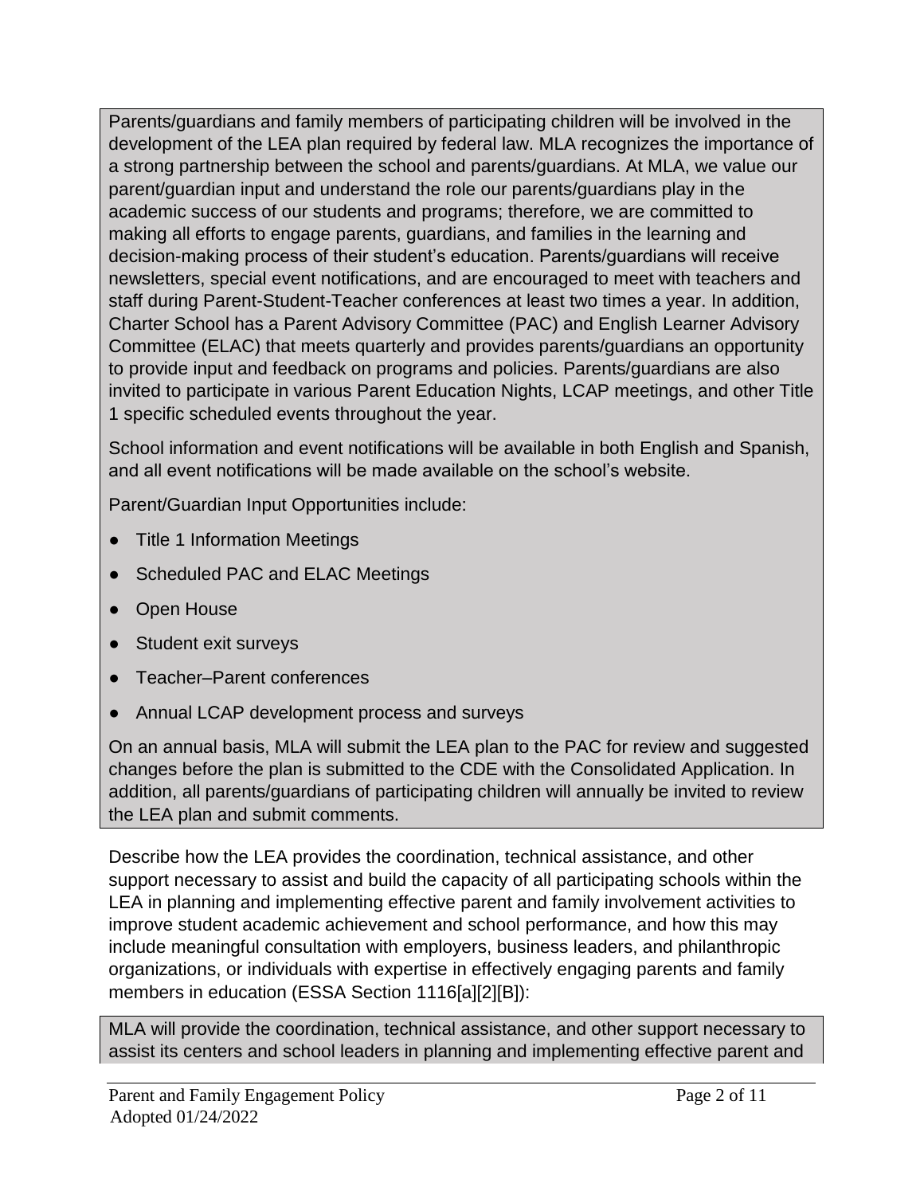Parents/guardians and family members of participating children will be involved in the development of the LEA plan required by federal law. MLA recognizes the importance of a strong partnership between the school and parents/guardians. At MLA, we value our parent/guardian input and understand the role our parents/guardians play in the academic success of our students and programs; therefore, we are committed to making all efforts to engage parents, guardians, and families in the learning and decision-making process of their student's education. Parents/guardians will receive newsletters, special event notifications, and are encouraged to meet with teachers and staff during Parent-Student-Teacher conferences at least two times a year. In addition, Charter School has a Parent Advisory Committee (PAC) and English Learner Advisory Committee (ELAC) that meets quarterly and provides parents/guardians an opportunity to provide input and feedback on programs and policies. Parents/guardians are also invited to participate in various Parent Education Nights, LCAP meetings, and other Title 1 specific scheduled events throughout the year.

School information and event notifications will be available in both English and Spanish, and all event notifications will be made available on the school's website.

Parent/Guardian Input Opportunities include:

- Title 1 Information Meetings
- Scheduled PAC and ELAC Meetings
- Open House
- Student exit surveys
- Teacher–Parent conferences
- Annual LCAP development process and surveys

On an annual basis, MLA will submit the LEA plan to the PAC for review and suggested changes before the plan is submitted to the CDE with the Consolidated Application. In addition, all parents/guardians of participating children will annually be invited to review the LEA plan and submit comments.

Describe how the LEA provides the coordination, technical assistance, and other support necessary to assist and build the capacity of all participating schools within the LEA in planning and implementing effective parent and family involvement activities to improve student academic achievement and school performance, and how this may include meaningful consultation with employers, business leaders, and philanthropic organizations, or individuals with expertise in effectively engaging parents and family members in education (ESSA Section 1116[a][2][B]):

MLA will provide the coordination, technical assistance, and other support necessary to assist its centers and school leaders in planning and implementing effective parent and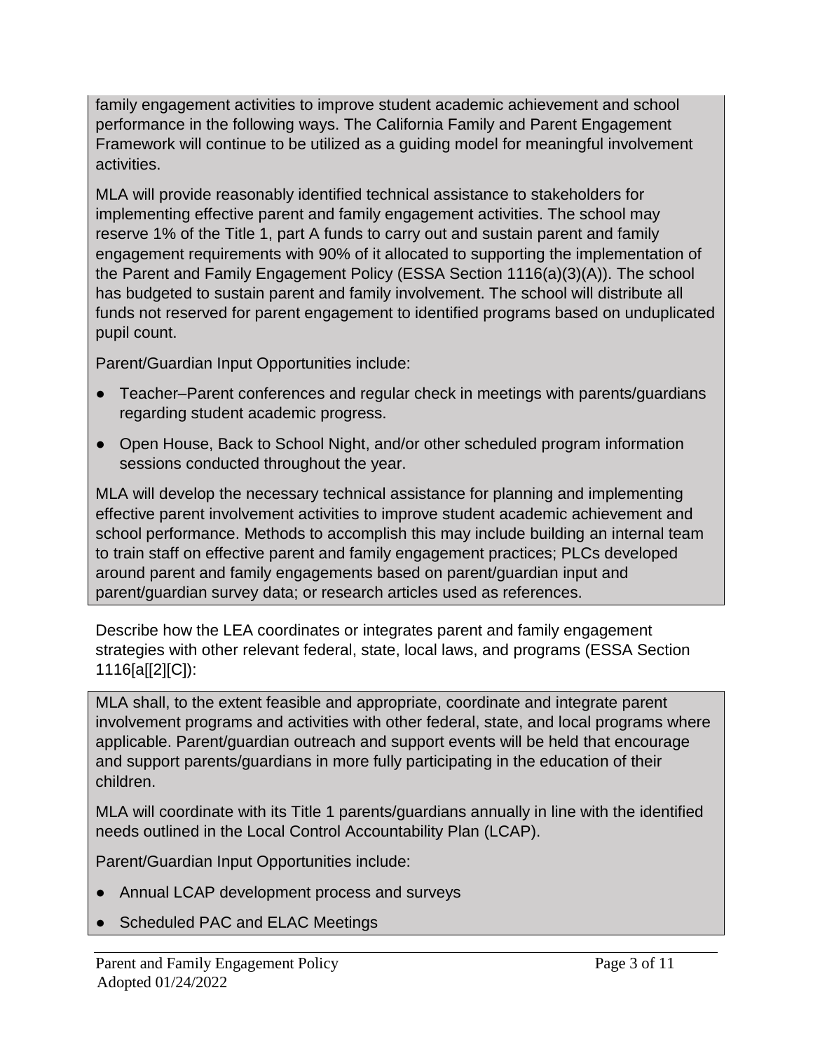family engagement activities to improve student academic achievement and school performance in the following ways. The California Family and Parent Engagement Framework will continue to be utilized as a guiding model for meaningful involvement activities.

MLA will provide reasonably identified technical assistance to stakeholders for implementing effective parent and family engagement activities. The school may reserve 1% of the Title 1, part A funds to carry out and sustain parent and family engagement requirements with 90% of it allocated to supporting the implementation of the Parent and Family Engagement Policy (ESSA Section 1116(a)(3)(A)). The school has budgeted to sustain parent and family involvement. The school will distribute all funds not reserved for parent engagement to identified programs based on unduplicated pupil count.

Parent/Guardian Input Opportunities include:

- Teacher–Parent conferences and regular check in meetings with parents/guardians regarding student academic progress.
- Open House, Back to School Night, and/or other scheduled program information sessions conducted throughout the year.

MLA will develop the necessary technical assistance for planning and implementing effective parent involvement activities to improve student academic achievement and school performance. Methods to accomplish this may include building an internal team to train staff on effective parent and family engagement practices; PLCs developed around parent and family engagements based on parent/guardian input and parent/guardian survey data; or research articles used as references.

Describe how the LEA coordinates or integrates parent and family engagement strategies with other relevant federal, state, local laws, and programs (ESSA Section 1116[a[[2][C]):

MLA shall, to the extent feasible and appropriate, coordinate and integrate parent involvement programs and activities with other federal, state, and local programs where applicable. Parent/guardian outreach and support events will be held that encourage and support parents/guardians in more fully participating in the education of their children.

MLA will coordinate with its Title 1 parents/guardians annually in line with the identified needs outlined in the Local Control Accountability Plan (LCAP).

Parent/Guardian Input Opportunities include:

- Annual LCAP development process and surveys
- Scheduled PAC and ELAC Meetings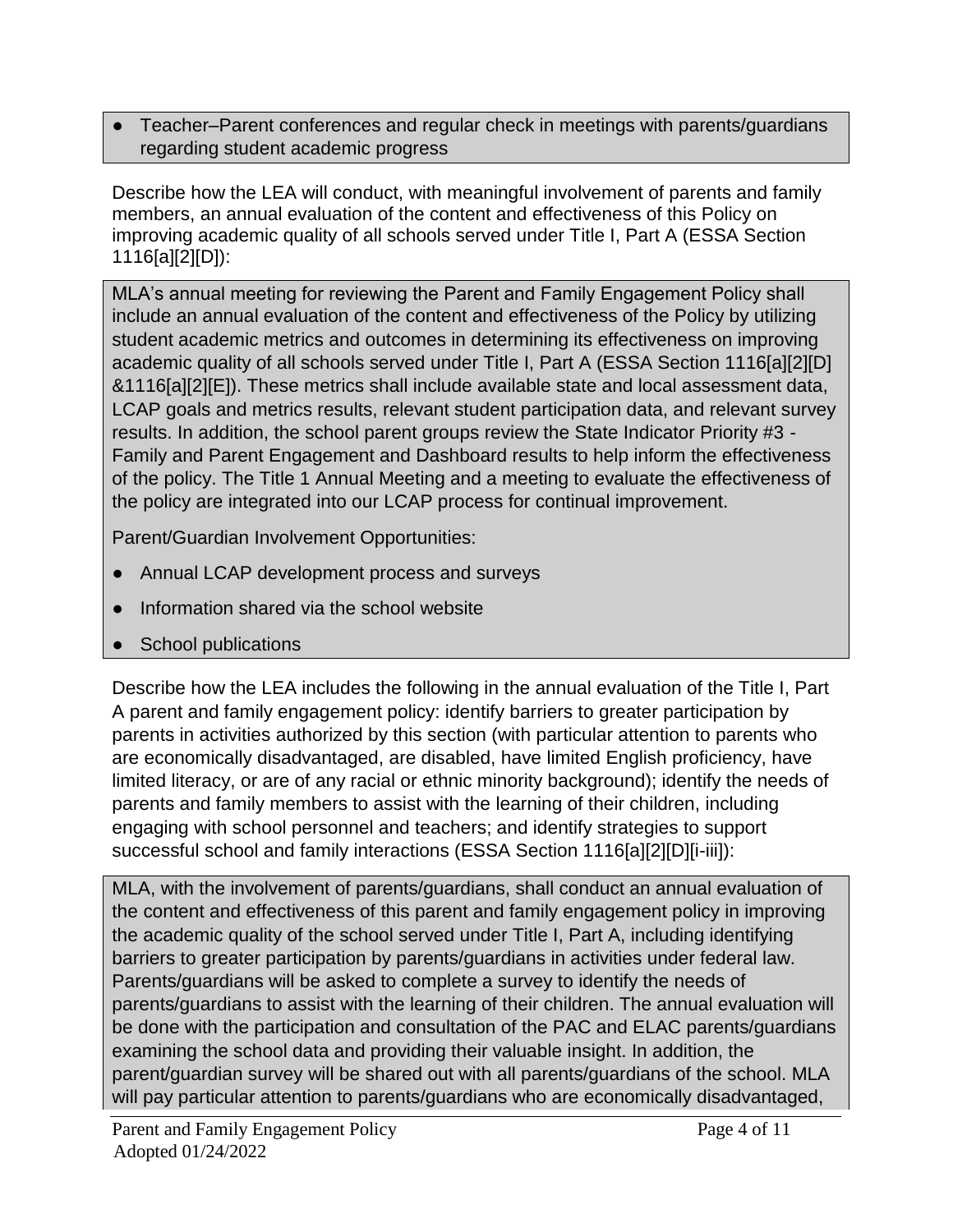- Teacher–Parent conferences and regular check in meetings with parents/guardians regarding student academic progress

Describe how the LEA will conduct, with meaningful involvement of parents and family members, an annual evaluation of the content and effectiveness of this Policy on improving academic quality of all schools served under Title I, Part A (ESSA Section 1116[a][2][D]):

MLA's annual meeting for reviewing the Parent and Family Engagement Policy shall include an annual evaluation of the content and effectiveness of the Policy by utilizing student academic metrics and outcomes in determining its effectiveness on improving academic quality of all schools served under Title I, Part A (ESSA Section 1116[a][2][D] &1116[a][2][E]). These metrics shall include available state and local assessment data, LCAP goals and metrics results, relevant student participation data, and relevant survey results. In addition, the school parent groups review the State Indicator Priority #3 - Family and Parent Engagement and Dashboard results to help inform the effectiveness of the policy. The Title 1 Annual Meeting and a meeting to evaluate the effectiveness of the policy are integrated into our LCAP process for continual improvement.

Parent/Guardian Involvement Opportunities:

- Annual LCAP development process and surveys
- Information shared via the school website
- School publications

Describe how the LEA includes the following in the annual evaluation of the Title I, Part A parent and family engagement policy: identify barriers to greater participation by parents in activities authorized by this section (with particular attention to parents who are economically disadvantaged, are disabled, have limited English proficiency, have limited literacy, or are of any racial or ethnic minority background); identify the needs of parents and family members to assist with the learning of their children, including engaging with school personnel and teachers; and identify strategies to support successful school and family interactions (ESSA Section 1116[a][2][D][i-iii]):

MLA, with the involvement of parents/guardians, shall conduct an annual evaluation of the content and effectiveness of this parent and family engagement policy in improving the academic quality of the school served under Title I, Part A, including identifying barriers to greater participation by parents/guardians in activities under federal law. Parents/guardians will be asked to complete a survey to identify the needs of parents/guardians to assist with the learning of their children. The annual evaluation will be done with the participation and consultation of the PAC and ELAC parents/guardians examining the school data and providing their valuable insight. In addition, the parent/guardian survey will be shared out with all parents/guardians of the school. MLA will pay particular attention to parents/guardians who are economically disadvantaged,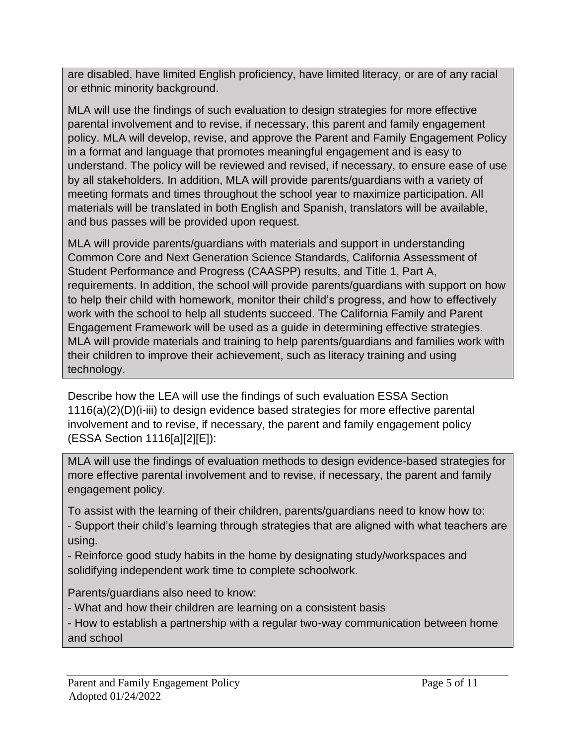are disabled, have limited English proficiency, have limited literacy, or are of any racial or ethnic minority background.

MLA will use the findings of such evaluation to design strategies for more effective parental involvement and to revise, if necessary, this parent and family engagement policy. MLA will develop, revise, and approve the Parent and Family Engagement Policy in a format and language that promotes meaningful engagement and is easy to understand. The policy will be reviewed and revised, if necessary, to ensure ease of use by all stakeholders. In addition, MLA will provide parents/guardians with a variety of meeting formats and times throughout the school year to maximize participation. All materials will be translated in both English and Spanish, translators will be available, and bus passes will be provided upon request.

MLA will provide parents/guardians with materials and support in understanding Common Core and Next Generation Science Standards, California Assessment of Student Performance and Progress (CAASPP) results, and Title 1, Part A, requirements. In addition, the school will provide parents/guardians with support on how to help their child with homework, monitor their child's progress, and how to effectively work with the school to help all students succeed. The California Family and Parent Engagement Framework will be used as a guide in determining effective strategies. MLA will provide materials and training to help parents/guardians and families work with their children to improve their achievement, such as literacy training and using technology.

Describe how the LEA will use the findings of such evaluation ESSA Section 1116(a)(2)(D)(i-iii) to design evidence based strategies for more effective parental involvement and to revise, if necessary, the parent and family engagement policy (ESSA Section 1116[a][2][E]):

MLA will use the findings of evaluation methods to design evidence-based strategies for more effective parental involvement and to revise, if necessary, the parent and family engagement policy.

To assist with the learning of their children, parents/guardians need to know how to:

- Support their child's learning through strategies that are aligned with what teachers are using.
- Reinforce good study habits in the home by designating study/workspaces and solidifying independent work time to complete schoolwork.

Parents/guardians also need to know:

- What and how their children are learning on a consistent basis
- How to establish a partnership with a regular two-way communication between home and school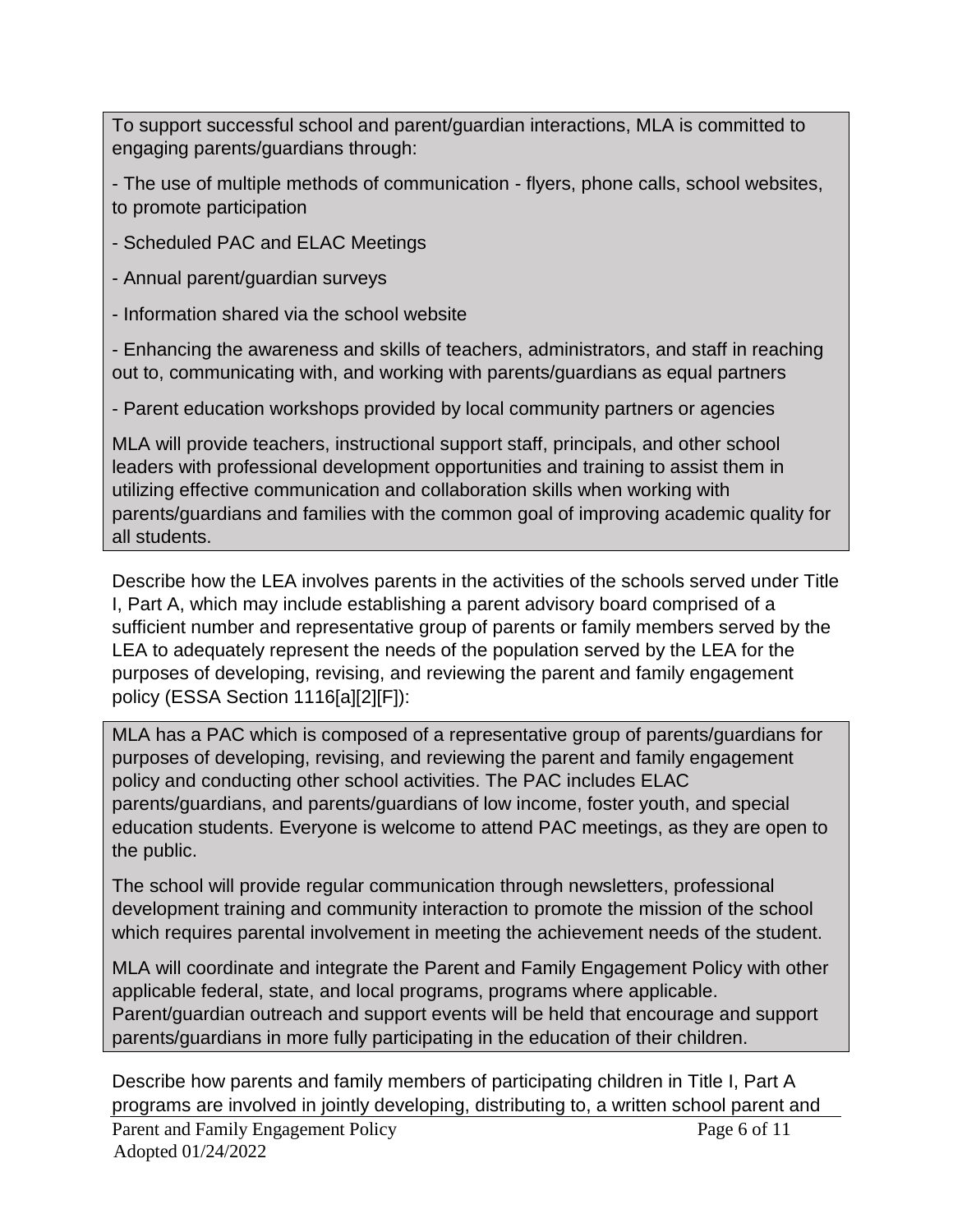To support successful school and parent/guardian interactions, MLA is committed to engaging parents/guardians through:

- The use of multiple methods of communication - flyers, phone calls, school websites, to promote participation
- Scheduled PAC and ELAC Meetings
- Annual parent/guardian surveys
- Information shared via the school website
- Enhancing the awareness and skills of teachers, administrators, and staff in reaching out to, communicating with, and working with parents/guardians as equal partners
- Parent education workshops provided by local community partners or agencies

MLA will provide teachers, instructional support staff, principals, and other school leaders with professional development opportunities and training to assist them in utilizing effective communication and collaboration skills when working with parents/guardians and families with the common goal of improving academic quality for all students.

Describe how the LEA involves parents in the activities of the schools served under Title I, Part A, which may include establishing a parent advisory board comprised of a sufficient number and representative group of parents or family members served by the LEA to adequately represent the needs of the population served by the LEA for the purposes of developing, revising, and reviewing the parent and family engagement policy (ESSA Section 1116[a][2][F]):

MLA has a PAC which is composed of a representative group of parents/guardians for purposes of developing, revising, and reviewing the parent and family engagement policy and conducting other school activities. The PAC includes ELAC parents/guardians, and parents/guardians of low income, foster youth, and special education students. Everyone is welcome to attend PAC meetings, as they are open to the public.

The school will provide regular communication through newsletters, professional development training and community interaction to promote the mission of the school which requires parental involvement in meeting the achievement needs of the student.

MLA will coordinate and integrate the Parent and Family Engagement Policy with other applicable federal, state, and local programs, programs where applicable. Parent/guardian outreach and support events will be held that encourage and support parents/guardians in more fully participating in the education of their children.

Describe how parents and family members of participating children in Title I, Part A programs are involved in jointly developing, distributing to, a written school parent and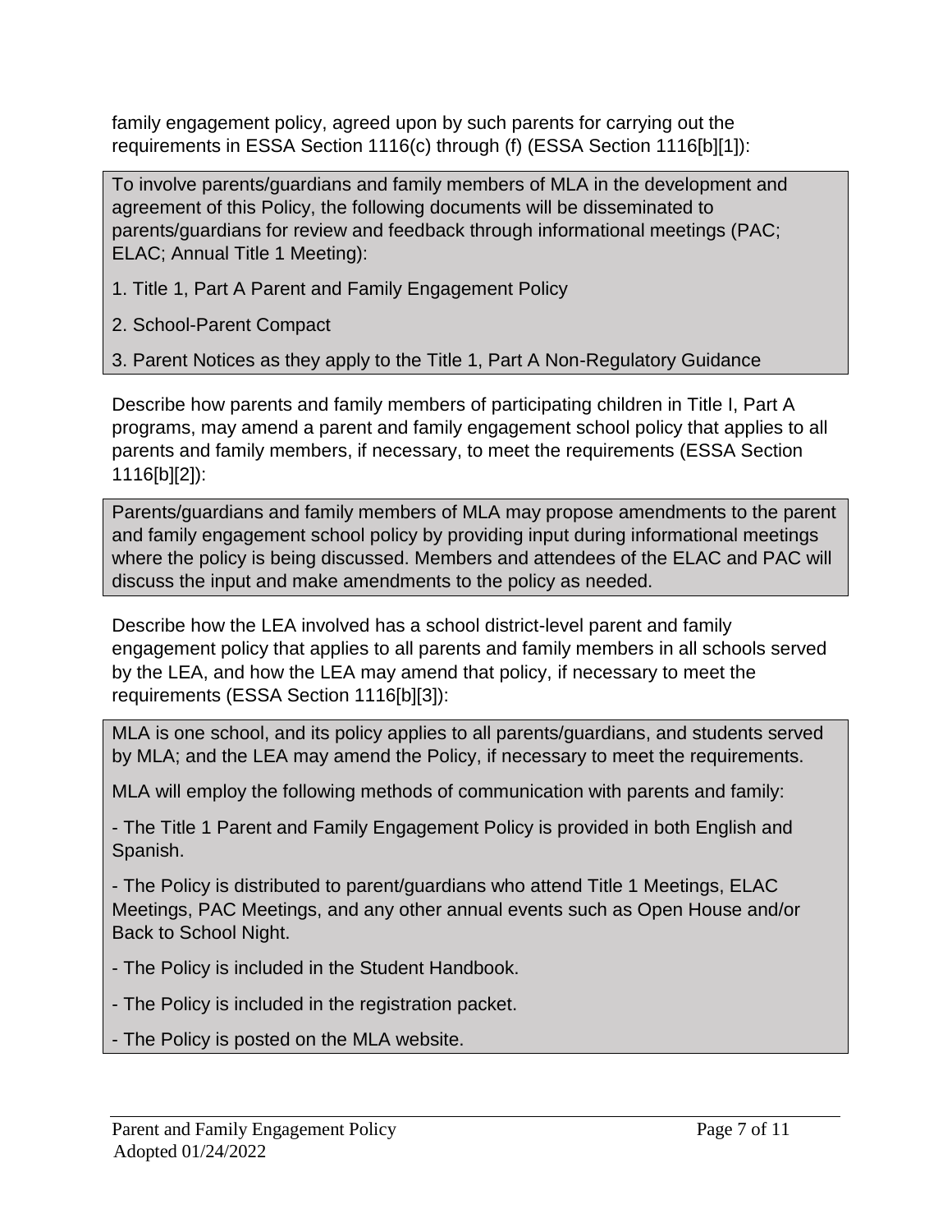family engagement policy, agreed upon by such parents for carrying out the requirements in ESSA Section 1116(c) through (f) (ESSA Section 1116[b][1]):

> To involve parents/guardians and family members of MLA in the development and agreement of this Policy, the following documents will be disseminated to parents/guardians for review and feedback through informational meetings (PAC; ELAC; Annual Title 1 Meeting):
>
> 1. Title 1, Part A Parent and Family Engagement Policy
> 2. School-Parent Compact
> 3. Parent Notices as they apply to the Title 1, Part A Non-Regulatory Guidance

Describe how parents and family members of participating children in Title I, Part A programs, may amend a parent and family engagement school policy that applies to all parents and family members, if necessary, to meet the requirements (ESSA Section 1116[b][2]):

> Parents/guardians and family members of MLA may propose amendments to the parent and family engagement school policy by providing input during informational meetings where the policy is being discussed. Members and attendees of the ELAC and PAC will discuss the input and make amendments to the policy as needed.

Describe how the LEA involved has a school district-level parent and family engagement policy that applies to all parents and family members in all schools served by the LEA, and how the LEA may amend that policy, if necessary to meet the requirements (ESSA Section 1116[b][3]):

> MLA is one school, and its policy applies to all parents/guardians, and students served by MLA; and the LEA may amend the Policy, if necessary to meet the requirements.
>
> MLA will employ the following methods of communication with parents and family:
>
> - The Title 1 Parent and Family Engagement Policy is provided in both English and Spanish.
> - The Policy is distributed to parent/guardians who attend Title 1 Meetings, ELAC Meetings, PAC Meetings, and any other annual events such as Open House and/or Back to School Night.
> - The Policy is included in the Student Handbook.
> - The Policy is included in the registration packet.
> - The Policy is posted on the MLA website.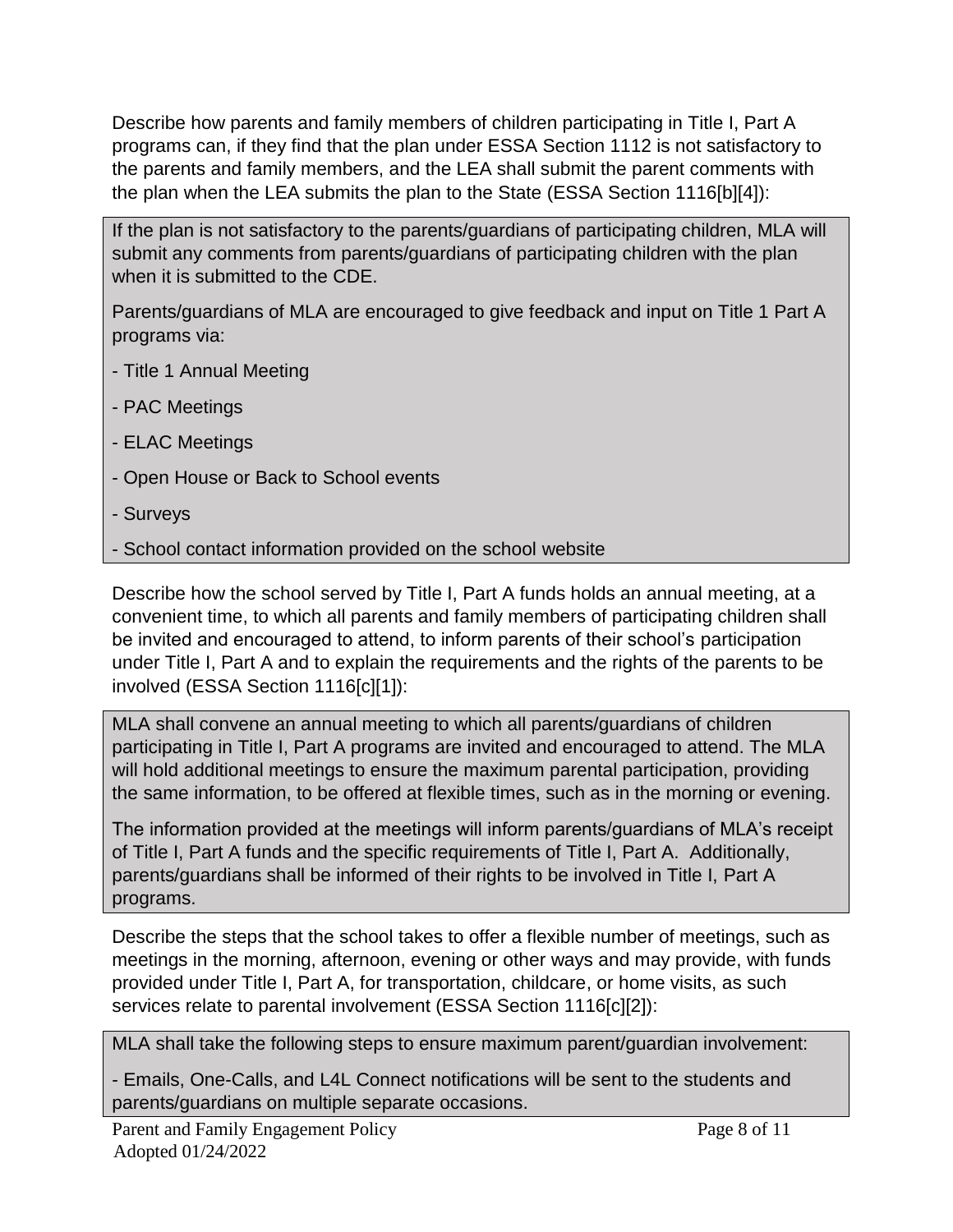Describe how parents and family members of children participating in Title I, Part A programs can, if they find that the plan under ESSA Section 1112 is not satisfactory to the parents and family members, and the LEA shall submit the parent comments with the plan when the LEA submits the plan to the State (ESSA Section 1116[b][4]):

If the plan is not satisfactory to the parents/guardians of participating children, MLA will submit any comments from parents/guardians of participating children with the plan when it is submitted to the CDE.

Parents/guardians of MLA are encouraged to give feedback and input on Title 1 Part A programs via:

- Title 1 Annual Meeting
- PAC Meetings
- ELAC Meetings
- Open House or Back to School events
- Surveys
- School contact information provided on the school website

Describe how the school served by Title I, Part A funds holds an annual meeting, at a convenient time, to which all parents and family members of participating children shall be invited and encouraged to attend, to inform parents of their school's participation under Title I, Part A and to explain the requirements and the rights of the parents to be involved (ESSA Section 1116[c][1]):

MLA shall convene an annual meeting to which all parents/guardians of children participating in Title I, Part A programs are invited and encouraged to attend. The MLA will hold additional meetings to ensure the maximum parental participation, providing the same information, to be offered at flexible times, such as in the morning or evening.

The information provided at the meetings will inform parents/guardians of MLA's receipt of Title I, Part A funds and the specific requirements of Title I, Part A. Additionally, parents/guardians shall be informed of their rights to be involved in Title I, Part A programs.

Describe the steps that the school takes to offer a flexible number of meetings, such as meetings in the morning, afternoon, evening or other ways and may provide, with funds provided under Title I, Part A, for transportation, childcare, or home visits, as such services relate to parental involvement (ESSA Section 1116[c][2]):

MLA shall take the following steps to ensure maximum parent/guardian involvement:

- Emails, One-Calls, and L4L Connect notifications will be sent to the students and parents/guardians on multiple separate occasions.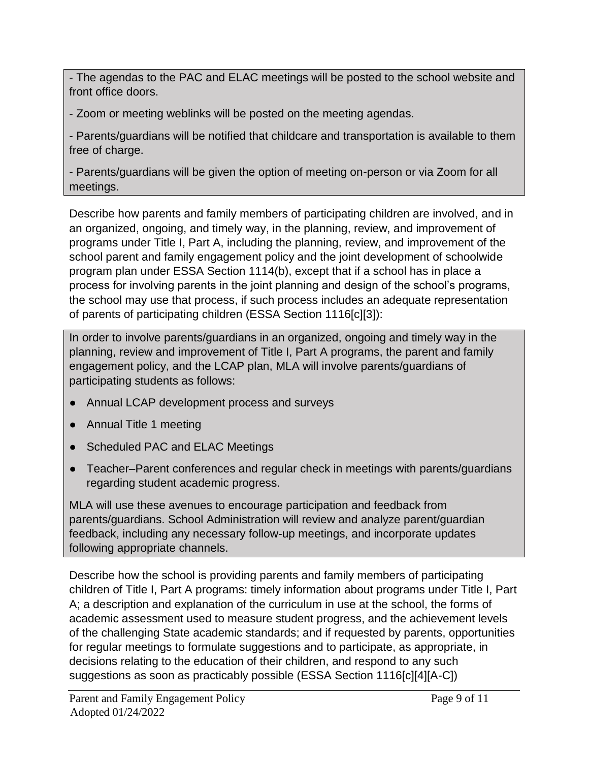- The agendas to the PAC and ELAC meetings will be posted to the school website and front office doors.

- Zoom or meeting weblinks will be posted on the meeting agendas.

- Parents/guardians will be notified that childcare and transportation is available to them free of charge.

- Parents/guardians will be given the option of meeting on-person or via Zoom for all meetings.

Describe how parents and family members of participating children are involved, and in an organized, ongoing, and timely way, in the planning, review, and improvement of programs under Title I, Part A, including the planning, review, and improvement of the school parent and family engagement policy and the joint development of schoolwide program plan under ESSA Section 1114(b), except that if a school has in place a process for involving parents in the joint planning and design of the school's programs, the school may use that process, if such process includes an adequate representation of parents of participating children (ESSA Section 1116[c][3]):

In order to involve parents/guardians in an organized, ongoing and timely way in the planning, review and improvement of Title I, Part A programs, the parent and family engagement policy, and the LCAP plan, MLA will involve parents/guardians of participating students as follows:

- Annual LCAP development process and surveys
- Annual Title 1 meeting
- Scheduled PAC and ELAC Meetings
- Teacher–Parent conferences and regular check in meetings with parents/guardians regarding student academic progress.

MLA will use these avenues to encourage participation and feedback from parents/guardians. School Administration will review and analyze parent/guardian feedback, including any necessary follow-up meetings, and incorporate updates following appropriate channels.

Describe how the school is providing parents and family members of participating children of Title I, Part A programs: timely information about programs under Title I, Part A; a description and explanation of the curriculum in use at the school, the forms of academic assessment used to measure student progress, and the achievement levels of the challenging State academic standards; and if requested by parents, opportunities for regular meetings to formulate suggestions and to participate, as appropriate, in decisions relating to the education of their children, and respond to any such suggestions as soon as practicably possible (ESSA Section 1116[c][4][A-C])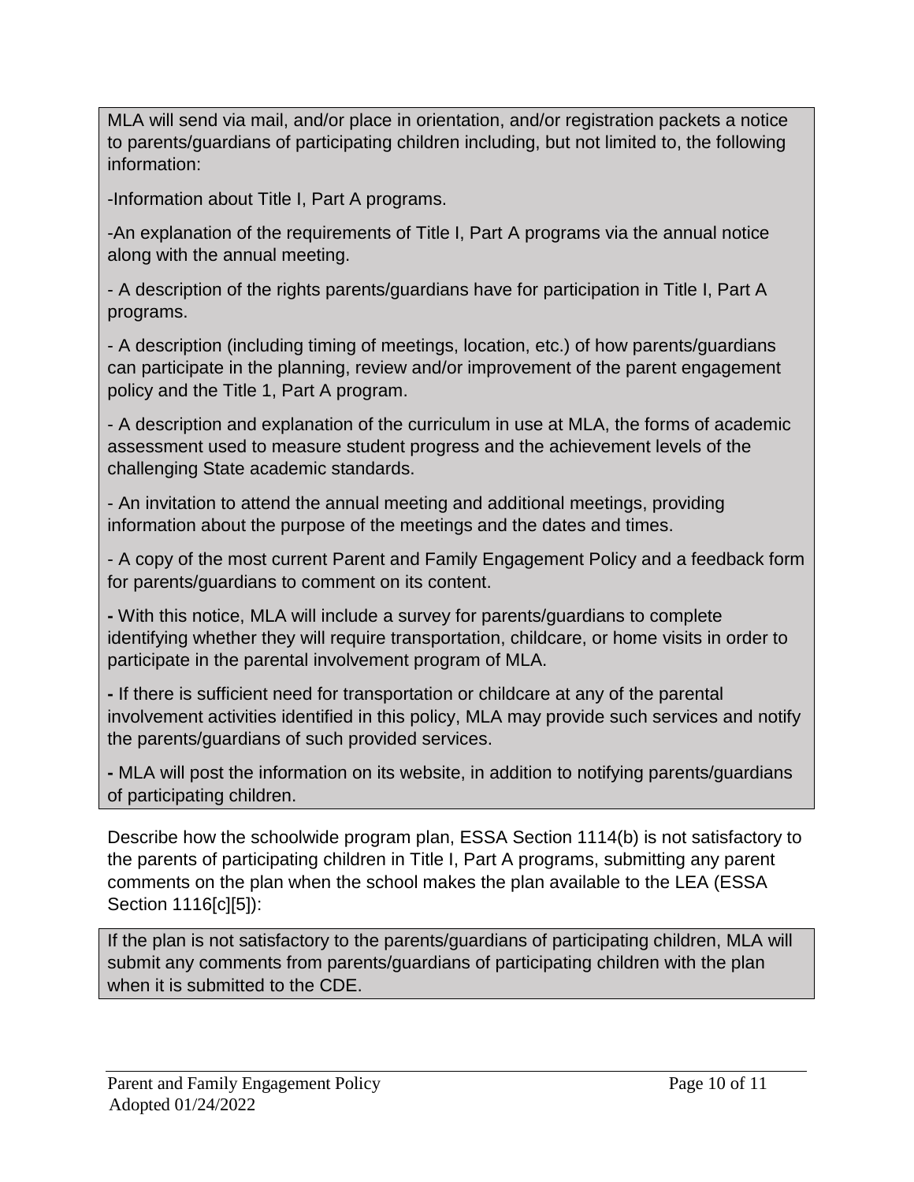MLA will send via mail, and/or place in orientation, and/or registration packets a notice to parents/guardians of participating children including, but not limited to, the following information:

-Information about Title I, Part A programs.

-An explanation of the requirements of Title I, Part A programs via the annual notice along with the annual meeting.

- A description of the rights parents/guardians have for participation in Title I, Part A programs.

- A description (including timing of meetings, location, etc.) of how parents/guardians can participate in the planning, review and/or improvement of the parent engagement policy and the Title 1, Part A program.

- A description and explanation of the curriculum in use at MLA, the forms of academic assessment used to measure student progress and the achievement levels of the challenging State academic standards.

- An invitation to attend the annual meeting and additional meetings, providing information about the purpose of the meetings and the dates and times.

- A copy of the most current Parent and Family Engagement Policy and a feedback form for parents/guardians to comment on its content.

**-** With this notice, MLA will include a survey for parents/guardians to complete identifying whether they will require transportation, childcare, or home visits in order to participate in the parental involvement program of MLA.

**-** If there is sufficient need for transportation or childcare at any of the parental involvement activities identified in this policy, MLA may provide such services and notify the parents/guardians of such provided services.

**-** MLA will post the information on its website, in addition to notifying parents/guardians of participating children.

Describe how the schoolwide program plan, ESSA Section 1114(b) is not satisfactory to the parents of participating children in Title I, Part A programs, submitting any parent comments on the plan when the school makes the plan available to the LEA (ESSA Section 1116[c][5]):

If the plan is not satisfactory to the parents/guardians of participating children, MLA will submit any comments from parents/guardians of participating children with the plan when it is submitted to the CDE.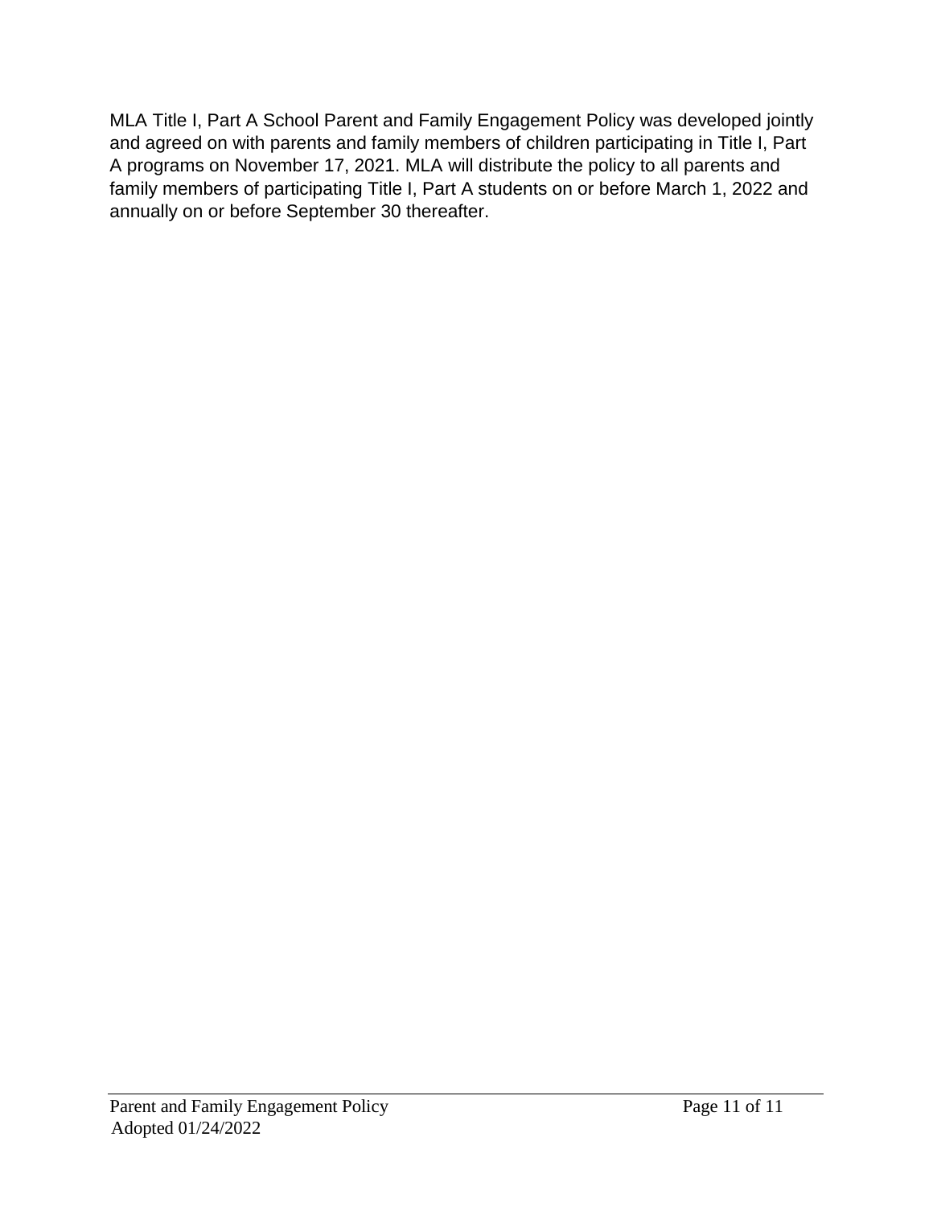MLA Title I, Part A School Parent and Family Engagement Policy was developed jointly and agreed on with parents and family members of children participating in Title I, Part A programs on November 17, 2021. MLA will distribute the policy to all parents and family members of participating Title I, Part A students on or before March 1, 2022 and annually on or before September 30 thereafter.